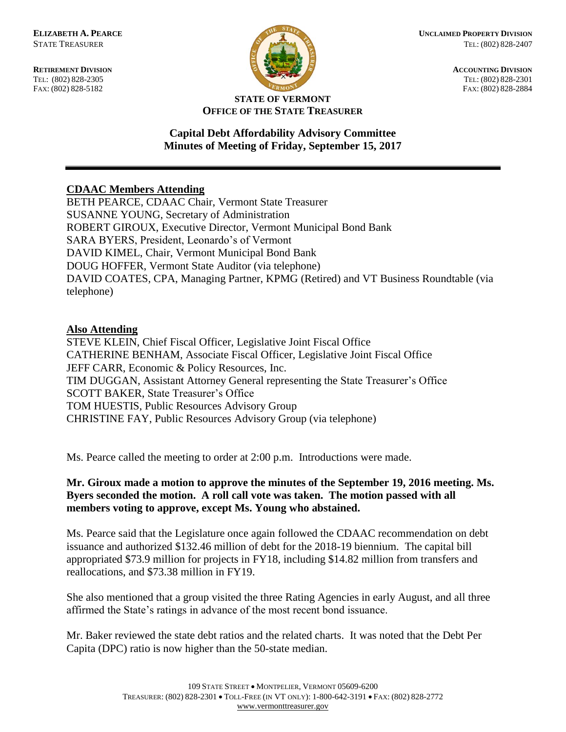ELIZABETH A. PEARCE
STATE TREASURER

RETIREMENT DIVISION
TEL: (802) 828-2305
FAX: (802) 828-5182

UNCLAIMED PROPERTY DIVISION
TEL: (802) 828-2407

ACCOUNTING DIVISION
TEL: (802) 828-2301
FAX: (802) 828-2884

**STATE OF VERMONT**
**OFFICE OF THE STATE TREASURER**

# Capital Debt Affordability Advisory Committee
# Minutes of Meeting of Friday, September 15, 2017

---

## CDAAC Members Attending

BETH PEARCE, CDAAC Chair, Vermont State Treasurer
SUSANNE YOUNG, Secretary of Administration
ROBERT GIROUX, Executive Director, Vermont Municipal Bond Bank
SARA BYERS, President, Leonardo's of Vermont
DAVID KIMEL, Chair, Vermont Municipal Bond Bank
DOUG HOFFER, Vermont State Auditor (via telephone)
DAVID COATES, CPA, Managing Partner, KPMG (Retired) and VT Business Roundtable (via telephone)

## Also Attending

STEVE KLEIN, Chief Fiscal Officer, Legislative Joint Fiscal Office
CATHERINE BENHAM, Associate Fiscal Officer, Legislative Joint Fiscal Office
JEFF CARR, Economic & Policy Resources, Inc.
TIM DUGGAN, Assistant Attorney General representing the State Treasurer's Office
SCOTT BAKER, State Treasurer's Office
TOM HUESTIS, Public Resources Advisory Group
CHRISTINE FAY, Public Resources Advisory Group (via telephone)

Ms. Pearce called the meeting to order at 2:00 p.m. Introductions were made.

**Mr. Giroux made a motion to approve the minutes of the September 19, 2016 meeting. Ms. Byers seconded the motion. A roll call vote was taken. The motion passed with all members voting to approve, except Ms. Young who abstained.**

Ms. Pearce said that the Legislature once again followed the CDAAC recommendation on debt issuance and authorized $132.46 million of debt for the 2018-19 biennium. The capital bill appropriated $73.9 million for projects in FY18, including $14.82 million from transfers and reallocations, and $73.38 million in FY19.

She also mentioned that a group visited the three Rating Agencies in early August, and all three affirmed the State's ratings in advance of the most recent bond issuance.

Mr. Baker reviewed the state debt ratios and the related charts. It was noted that the Debt Per Capita (DPC) ratio is now higher than the 50-state median.

109 STATE STREET • MONTPELIER, VERMONT 05609-6200
TREASURER: (802) 828-2301 • TOLL-FREE (IN VT ONLY): 1-800-642-3191 • FAX: (802) 828-2772
www.vermonttreasurer.gov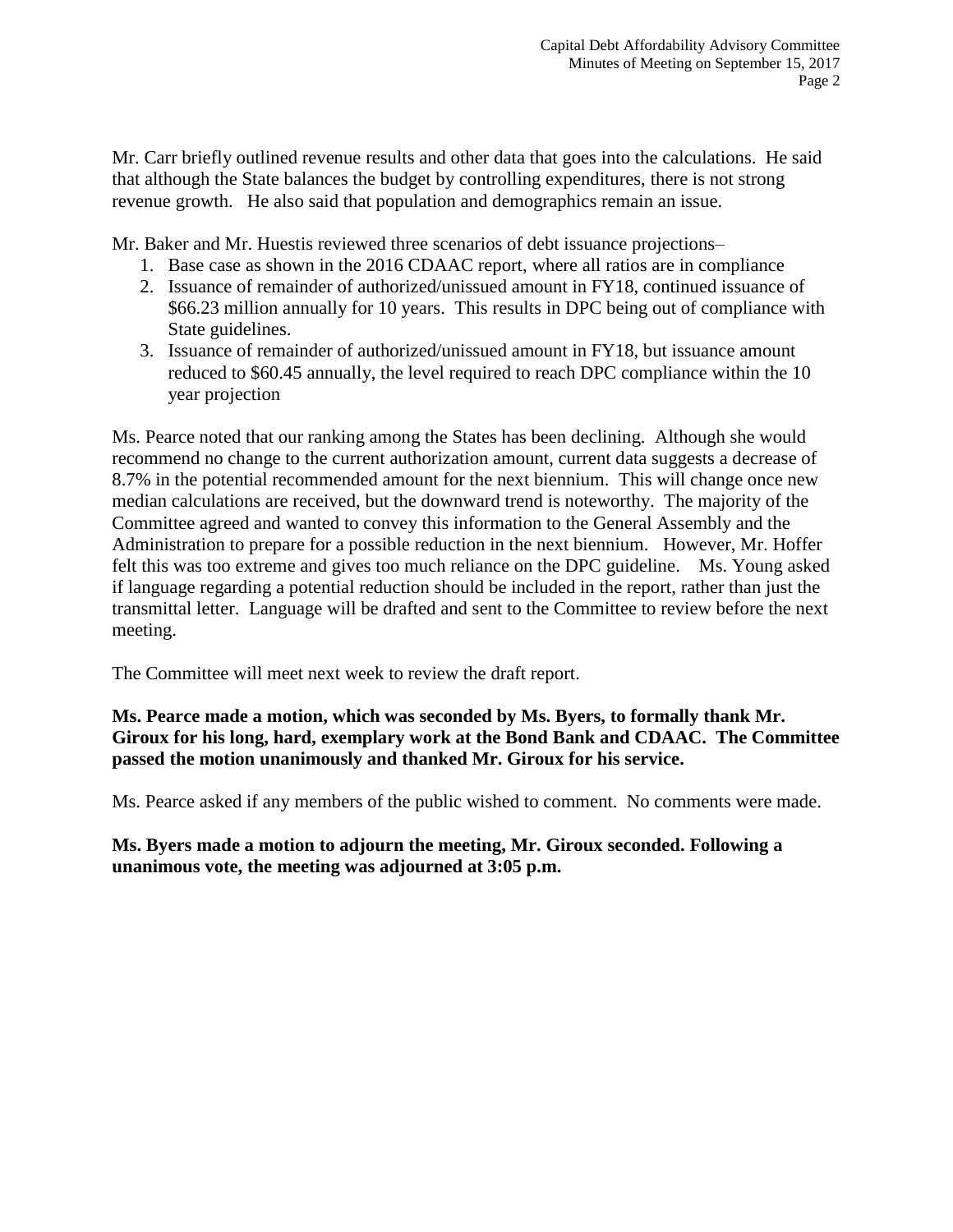Mr. Carr briefly outlined revenue results and other data that goes into the calculations. He said that although the State balances the budget by controlling expenditures, there is not strong revenue growth. He also said that population and demographics remain an issue.

Mr. Baker and Mr. Huestis reviewed three scenarios of debt issuance projections–

1. Base case as shown in the 2016 CDAAC report, where all ratios are in compliance
2. Issuance of remainder of authorized/unissued amount in FY18, continued issuance of $66.23 million annually for 10 years. This results in DPC being out of compliance with State guidelines.
3. Issuance of remainder of authorized/unissued amount in FY18, but issuance amount reduced to $60.45 annually, the level required to reach DPC compliance within the 10 year projection

Ms. Pearce noted that our ranking among the States has been declining. Although she would recommend no change to the current authorization amount, current data suggests a decrease of 8.7% in the potential recommended amount for the next biennium. This will change once new median calculations are received, but the downward trend is noteworthy. The majority of the Committee agreed and wanted to convey this information to the General Assembly and the Administration to prepare for a possible reduction in the next biennium. However, Mr. Hoffer felt this was too extreme and gives too much reliance on the DPC guideline. Ms. Young asked if language regarding a potential reduction should be included in the report, rather than just the transmittal letter. Language will be drafted and sent to the Committee to review before the next meeting.

The Committee will meet next week to review the draft report.

**Ms. Pearce made a motion, which was seconded by Ms. Byers, to formally thank Mr. Giroux for his long, hard, exemplary work at the Bond Bank and CDAAC. The Committee passed the motion unanimously and thanked Mr. Giroux for his service.**

Ms. Pearce asked if any members of the public wished to comment. No comments were made.

**Ms. Byers made a motion to adjourn the meeting, Mr. Giroux seconded. Following a unanimous vote, the meeting was adjourned at 3:05 p.m.**